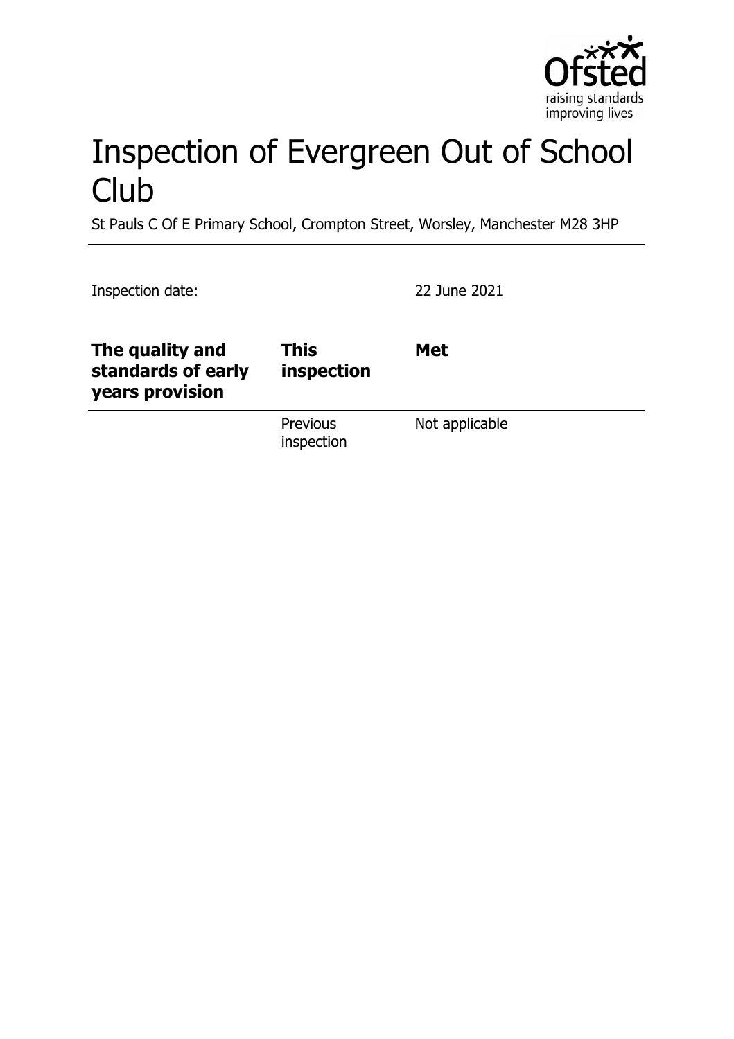# Inspection of Evergreen Out of School Club

St Pauls C Of E Primary School, Crompton Street, Worsley, Manchester M28 3HP

Inspection date: 22 June 2021

| **The quality and standards of early years provision** | **This inspection** | **Met** |
|---|---|---|
| | Previous inspection | Not applicable |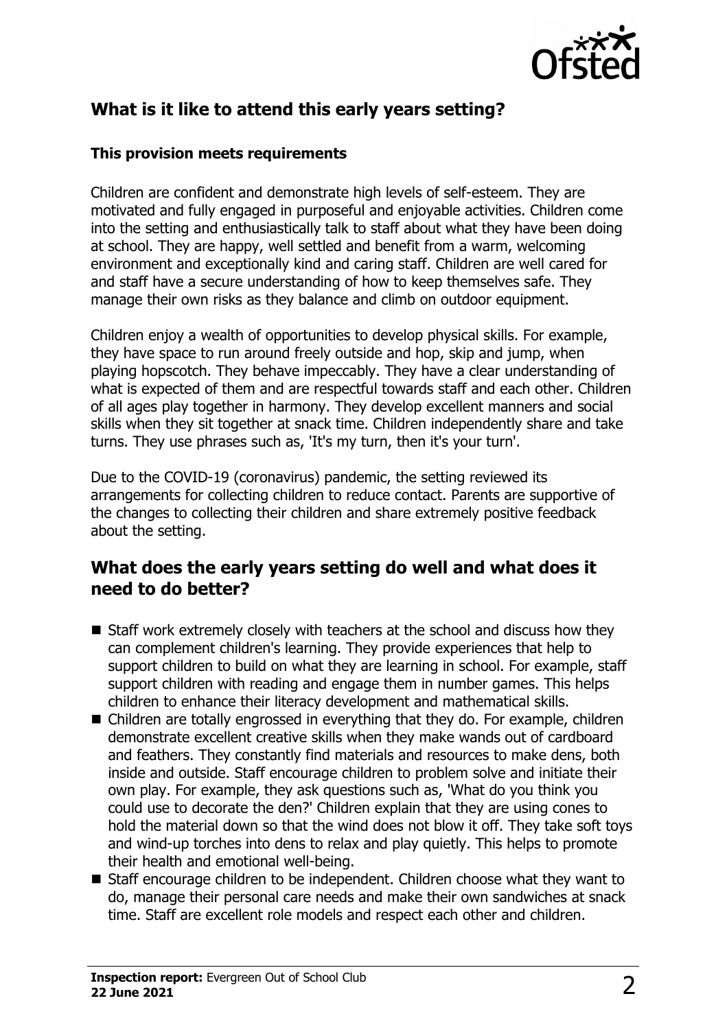## What is it like to attend this early years setting?

### This provision meets requirements

Children are confident and demonstrate high levels of self-esteem. They are motivated and fully engaged in purposeful and enjoyable activities. Children come into the setting and enthusiastically talk to staff about what they have been doing at school. They are happy, well settled and benefit from a warm, welcoming environment and exceptionally kind and caring staff. Children are well cared for and staff have a secure understanding of how to keep themselves safe. They manage their own risks as they balance and climb on outdoor equipment.

Children enjoy a wealth of opportunities to develop physical skills. For example, they have space to run around freely outside and hop, skip and jump, when playing hopscotch. They behave impeccably. They have a clear understanding of what is expected of them and are respectful towards staff and each other. Children of all ages play together in harmony. They develop excellent manners and social skills when they sit together at snack time. Children independently share and take turns. They use phrases such as, 'It's my turn, then it's your turn'.

Due to the COVID-19 (coronavirus) pandemic, the setting reviewed its arrangements for collecting children to reduce contact. Parents are supportive of the changes to collecting their children and share extremely positive feedback about the setting.

## What does the early years setting do well and what does it need to do better?

- Staff work extremely closely with teachers at the school and discuss how they can complement children's learning. They provide experiences that help to support children to build on what they are learning in school. For example, staff support children with reading and engage them in number games. This helps children to enhance their literacy development and mathematical skills.
- Children are totally engrossed in everything that they do. For example, children demonstrate excellent creative skills when they make wands out of cardboard and feathers. They constantly find materials and resources to make dens, both inside and outside. Staff encourage children to problem solve and initiate their own play. For example, they ask questions such as, 'What do you think you could use to decorate the den?' Children explain that they are using cones to hold the material down so that the wind does not blow it off. They take soft toys and wind-up torches into dens to relax and play quietly. This helps to promote their health and emotional well-being.
- Staff encourage children to be independent. Children choose what they want to do, manage their personal care needs and make their own sandwiches at snack time. Staff are excellent role models and respect each other and children.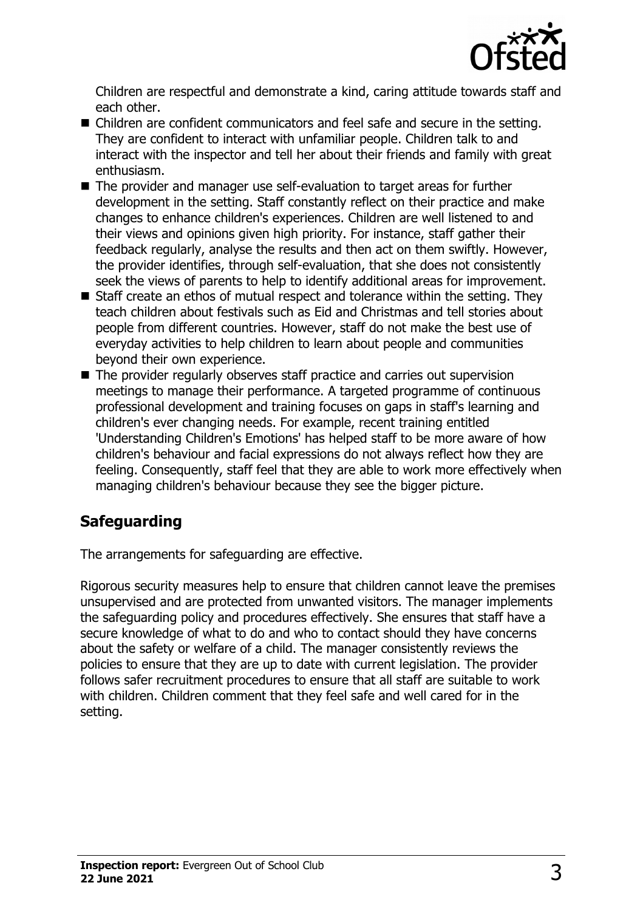Children are respectful and demonstrate a kind, caring attitude towards staff and each other.

- Children are confident communicators and feel safe and secure in the setting. They are confident to interact with unfamiliar people. Children talk to and interact with the inspector and tell her about their friends and family with great enthusiasm.
- The provider and manager use self-evaluation to target areas for further development in the setting. Staff constantly reflect on their practice and make changes to enhance children's experiences. Children are well listened to and their views and opinions given high priority. For instance, staff gather their feedback regularly, analyse the results and then act on them swiftly. However, the provider identifies, through self-evaluation, that she does not consistently seek the views of parents to help to identify additional areas for improvement.
- Staff create an ethos of mutual respect and tolerance within the setting. They teach children about festivals such as Eid and Christmas and tell stories about people from different countries. However, staff do not make the best use of everyday activities to help children to learn about people and communities beyond their own experience.
- The provider regularly observes staff practice and carries out supervision meetings to manage their performance. A targeted programme of continuous professional development and training focuses on gaps in staff's learning and children's ever changing needs. For example, recent training entitled 'Understanding Children's Emotions' has helped staff to be more aware of how children's behaviour and facial expressions do not always reflect how they are feeling. Consequently, staff feel that they are able to work more effectively when managing children's behaviour because they see the bigger picture.

## Safeguarding

The arrangements for safeguarding are effective.

Rigorous security measures help to ensure that children cannot leave the premises unsupervised and are protected from unwanted visitors. The manager implements the safeguarding policy and procedures effectively. She ensures that staff have a secure knowledge of what to do and who to contact should they have concerns about the safety or welfare of a child. The manager consistently reviews the policies to ensure that they are up to date with current legislation. The provider follows safer recruitment procedures to ensure that all staff are suitable to work with children. Children comment that they feel safe and well cared for in the setting.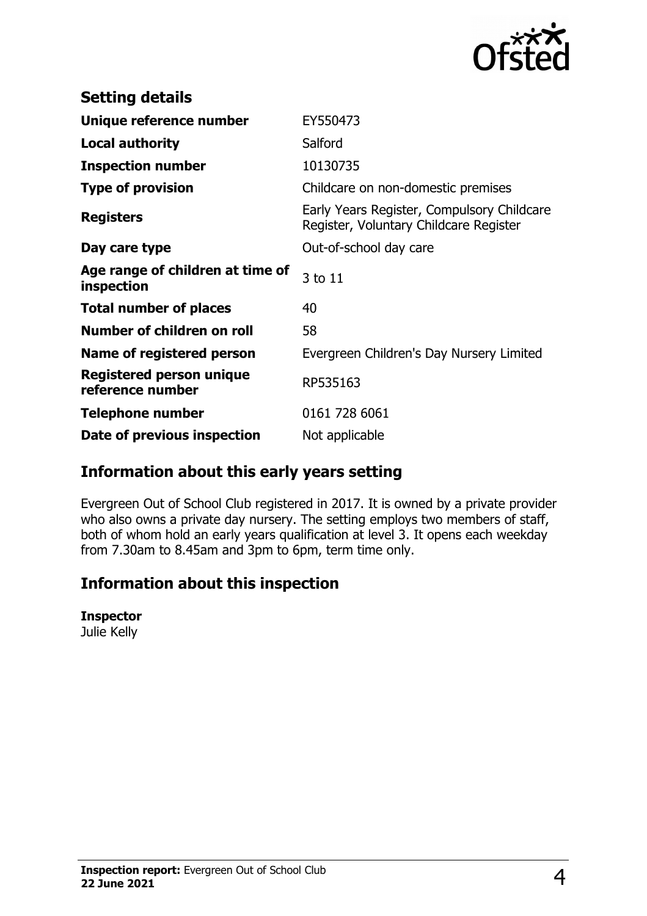## Setting details

| | |
|---|---|
| **Unique reference number** | EY550473 |
| **Local authority** | Salford |
| **Inspection number** | 10130735 |
| **Type of provision** | Childcare on non-domestic premises |
| **Registers** | Early Years Register, Compulsory Childcare Register, Voluntary Childcare Register |
| **Day care type** | Out-of-school day care |
| **Age range of children at time of inspection** | 3 to 11 |
| **Total number of places** | 40 |
| **Number of children on roll** | 58 |
| **Name of registered person** | Evergreen Children's Day Nursery Limited |
| **Registered person unique reference number** | RP535163 |
| **Telephone number** | 0161 728 6061 |
| **Date of previous inspection** | Not applicable |

## Information about this early years setting

Evergreen Out of School Club registered in 2017. It is owned by a private provider who also owns a private day nursery. The setting employs two members of staff, both of whom hold an early years qualification at level 3. It opens each weekday from 7.30am to 8.45am and 3pm to 6pm, term time only.

## Information about this inspection

**Inspector**
Julie Kelly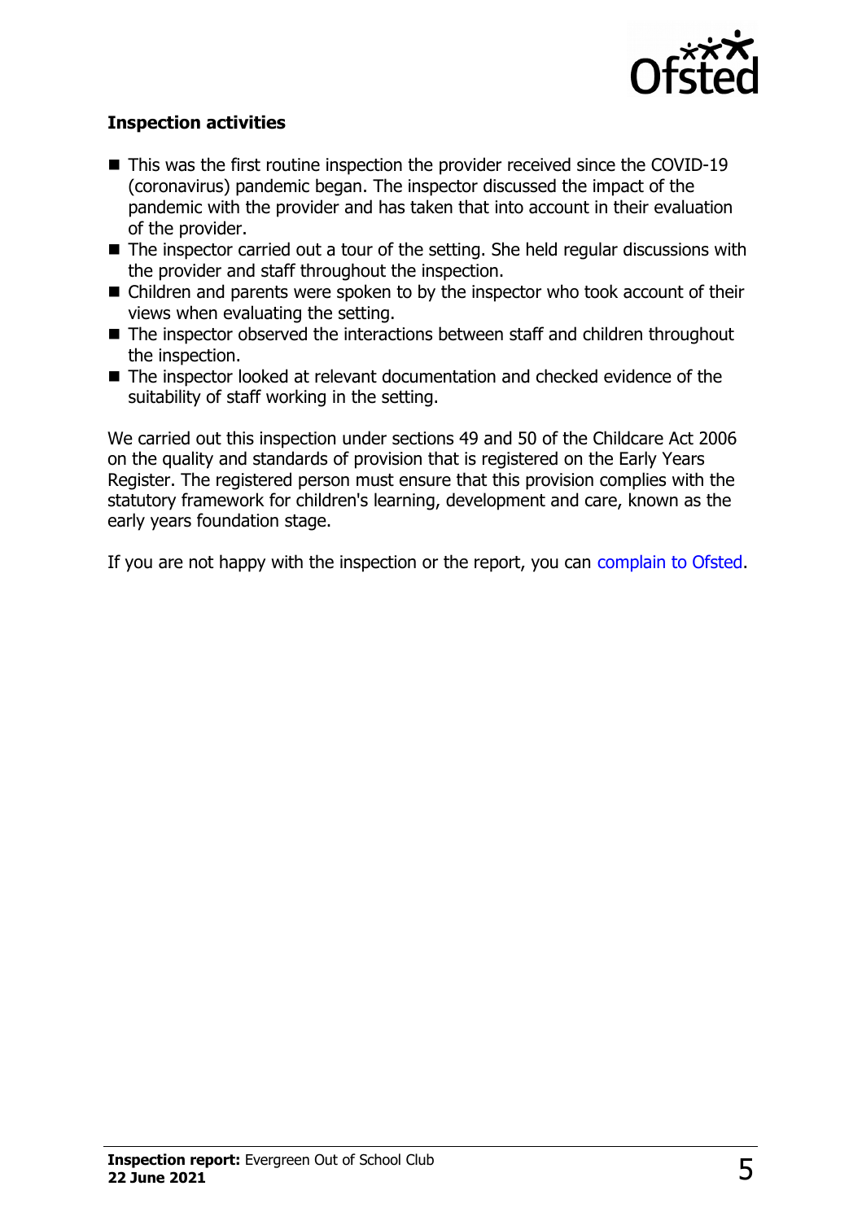### Inspection activities

- This was the first routine inspection the provider received since the COVID-19 (coronavirus) pandemic began. The inspector discussed the impact of the pandemic with the provider and has taken that into account in their evaluation of the provider.
- The inspector carried out a tour of the setting. She held regular discussions with the provider and staff throughout the inspection.
- Children and parents were spoken to by the inspector who took account of their views when evaluating the setting.
- The inspector observed the interactions between staff and children throughout the inspection.
- The inspector looked at relevant documentation and checked evidence of the suitability of staff working in the setting.

We carried out this inspection under sections 49 and 50 of the Childcare Act 2006 on the quality and standards of provision that is registered on the Early Years Register. The registered person must ensure that this provision complies with the statutory framework for children's learning, development and care, known as the early years foundation stage.

If you are not happy with the inspection or the report, you can complain to Ofsted.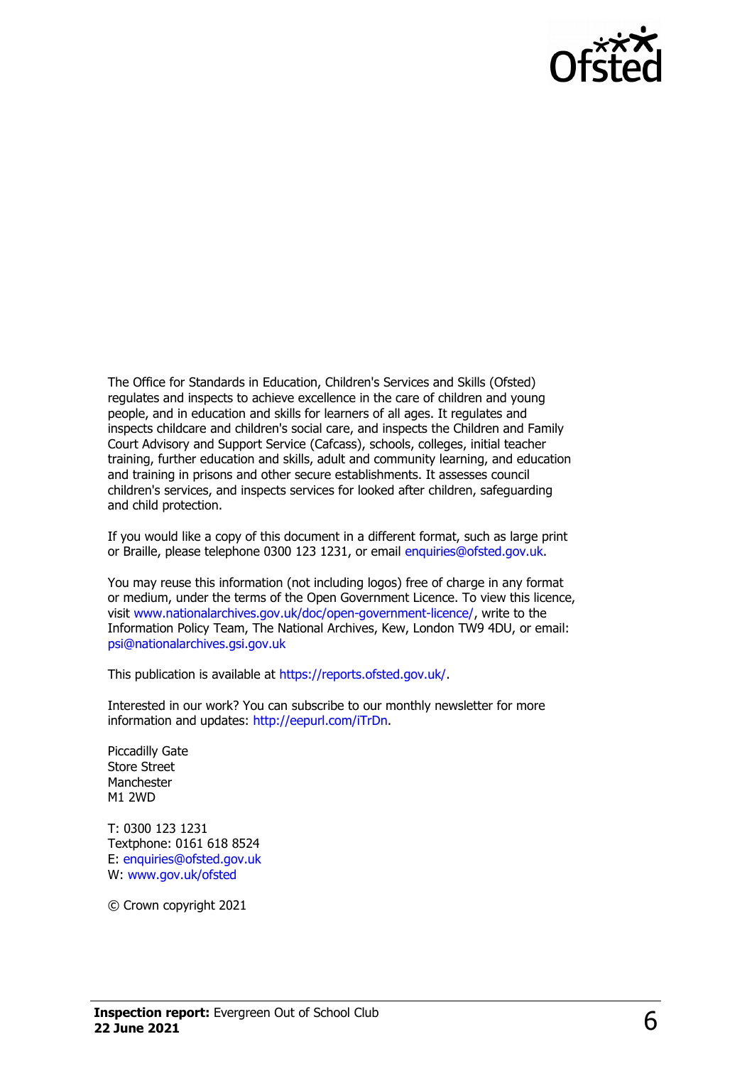The Office for Standards in Education, Children's Services and Skills (Ofsted) regulates and inspects to achieve excellence in the care of children and young people, and in education and skills for learners of all ages. It regulates and inspects childcare and children's social care, and inspects the Children and Family Court Advisory and Support Service (Cafcass), schools, colleges, initial teacher training, further education and skills, adult and community learning, and education and training in prisons and other secure establishments. It assesses council children's services, and inspects services for looked after children, safeguarding and child protection.

If you would like a copy of this document in a different format, such as large print or Braille, please telephone 0300 123 1231, or email enquiries@ofsted.gov.uk.

You may reuse this information (not including logos) free of charge in any format or medium, under the terms of the Open Government Licence. To view this licence, visit www.nationalarchives.gov.uk/doc/open-government-licence/, write to the Information Policy Team, The National Archives, Kew, London TW9 4DU, or email: psi@nationalarchives.gsi.gov.uk

This publication is available at https://reports.ofsted.gov.uk/.

Interested in our work? You can subscribe to our monthly newsletter for more information and updates: http://eepurl.com/iTrDn.

Piccadilly Gate
Store Street
Manchester
M1 2WD

T: 0300 123 1231
Textphone: 0161 618 8524
E: enquiries@ofsted.gov.uk
W: www.gov.uk/ofsted

© Crown copyright 2021